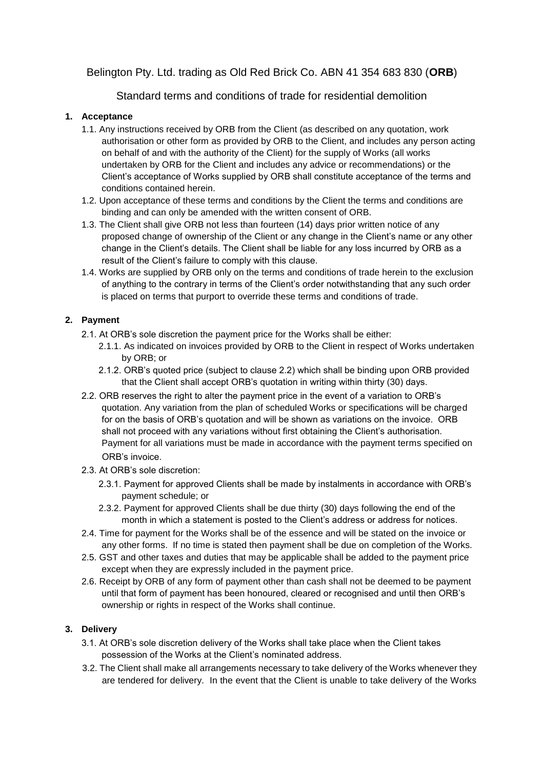Belington Pty. Ltd. trading as Old Red Brick Co. ABN 41 354 683 830 (**ORB**)

Standard terms and conditions of trade for residential demolition

**1. Acceptance**

1.1. Any instructions received by ORB from the Client (as described on any quotation, work authorisation or other form as provided by ORB to the Client, and includes any person acting on behalf of and with the authority of the Client) for the supply of Works (all works undertaken by ORB for the Client and includes any advice or recommendations) or the Client's acceptance of Works supplied by ORB shall constitute acceptance of the terms and conditions contained herein.

1.2. Upon acceptance of these terms and conditions by the Client the terms and conditions are binding and can only be amended with the written consent of ORB.

1.3. The Client shall give ORB not less than fourteen (14) days prior written notice of any proposed change of ownership of the Client or any change in the Client's name or any other change in the Client's details. The Client shall be liable for any loss incurred by ORB as a result of the Client's failure to comply with this clause.

1.4. Works are supplied by ORB only on the terms and conditions of trade herein to the exclusion of anything to the contrary in terms of the Client's order notwithstanding that any such order is placed on terms that purport to override these terms and conditions of trade.

**2. Payment**

2.1. At ORB's sole discretion the payment price for the Works shall be either:

2.1.1. As indicated on invoices provided by ORB to the Client in respect of Works undertaken by ORB; or

2.1.2. ORB's quoted price (subject to clause 2.2) which shall be binding upon ORB provided that the Client shall accept ORB's quotation in writing within thirty (30) days.

2.2. ORB reserves the right to alter the payment price in the event of a variation to ORB's quotation. Any variation from the plan of scheduled Works or specifications will be charged for on the basis of ORB's quotation and will be shown as variations on the invoice. ORB shall not proceed with any variations without first obtaining the Client's authorisation. Payment for all variations must be made in accordance with the payment terms specified on ORB's invoice.

2.3. At ORB's sole discretion:

2.3.1. Payment for approved Clients shall be made by instalments in accordance with ORB's payment schedule; or

2.3.2. Payment for approved Clients shall be due thirty (30) days following the end of the month in which a statement is posted to the Client's address or address for notices.

2.4. Time for payment for the Works shall be of the essence and will be stated on the invoice or any other forms. If no time is stated then payment shall be due on completion of the Works.

2.5. GST and other taxes and duties that may be applicable shall be added to the payment price except when they are expressly included in the payment price.

2.6. Receipt by ORB of any form of payment other than cash shall not be deemed to be payment until that form of payment has been honoured, cleared or recognised and until then ORB's ownership or rights in respect of the Works shall continue.

**3. Delivery**

3.1. At ORB's sole discretion delivery of the Works shall take place when the Client takes possession of the Works at the Client's nominated address.

3.2. The Client shall make all arrangements necessary to take delivery of the Works whenever they are tendered for delivery. In the event that the Client is unable to take delivery of the Works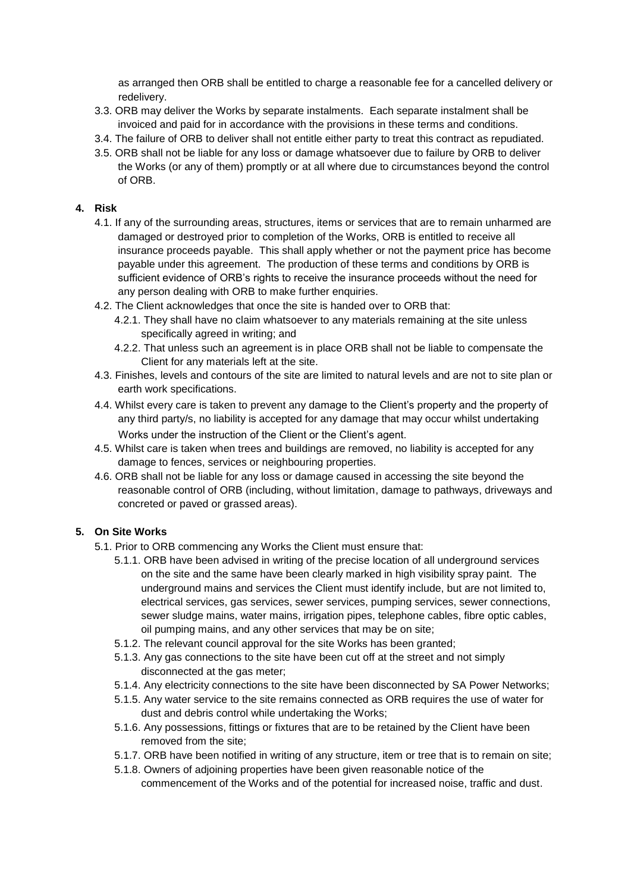as arranged then ORB shall be entitled to charge a reasonable fee for a cancelled delivery or redelivery.

3.3. ORB may deliver the Works by separate instalments. Each separate instalment shall be invoiced and paid for in accordance with the provisions in these terms and conditions.

3.4. The failure of ORB to deliver shall not entitle either party to treat this contract as repudiated.

3.5. ORB shall not be liable for any loss or damage whatsoever due to failure by ORB to deliver the Works (or any of them) promptly or at all where due to circumstances beyond the control of ORB.

**4. Risk**

4.1. If any of the surrounding areas, structures, items or services that are to remain unharmed are damaged or destroyed prior to completion of the Works, ORB is entitled to receive all insurance proceeds payable. This shall apply whether or not the payment price has become payable under this agreement. The production of these terms and conditions by ORB is sufficient evidence of ORB's rights to receive the insurance proceeds without the need for any person dealing with ORB to make further enquiries.

4.2. The Client acknowledges that once the site is handed over to ORB that:

- 4.2.1. They shall have no claim whatsoever to any materials remaining at the site unless specifically agreed in writing; and
- 4.2.2. That unless such an agreement is in place ORB shall not be liable to compensate the Client for any materials left at the site.

4.3. Finishes, levels and contours of the site are limited to natural levels and are not to site plan or earth work specifications.

4.4. Whilst every care is taken to prevent any damage to the Client's property and the property of any third party/s, no liability is accepted for any damage that may occur whilst undertaking Works under the instruction of the Client or the Client's agent.

4.5. Whilst care is taken when trees and buildings are removed, no liability is accepted for any damage to fences, services or neighbouring properties.

4.6. ORB shall not be liable for any loss or damage caused in accessing the site beyond the reasonable control of ORB (including, without limitation, damage to pathways, driveways and concreted or paved or grassed areas).

**5. On Site Works**

5.1. Prior to ORB commencing any Works the Client must ensure that:

- 5.1.1. ORB have been advised in writing of the precise location of all underground services on the site and the same have been clearly marked in high visibility spray paint. The underground mains and services the Client must identify include, but are not limited to, electrical services, gas services, sewer services, pumping services, sewer connections, sewer sludge mains, water mains, irrigation pipes, telephone cables, fibre optic cables, oil pumping mains, and any other services that may be on site;
- 5.1.2. The relevant council approval for the site Works has been granted;
- 5.1.3. Any gas connections to the site have been cut off at the street and not simply disconnected at the gas meter;
- 5.1.4. Any electricity connections to the site have been disconnected by SA Power Networks;
- 5.1.5. Any water service to the site remains connected as ORB requires the use of water for dust and debris control while undertaking the Works;
- 5.1.6. Any possessions, fittings or fixtures that are to be retained by the Client have been removed from the site;
- 5.1.7. ORB have been notified in writing of any structure, item or tree that is to remain on site;
- 5.1.8. Owners of adjoining properties have been given reasonable notice of the commencement of the Works and of the potential for increased noise, traffic and dust.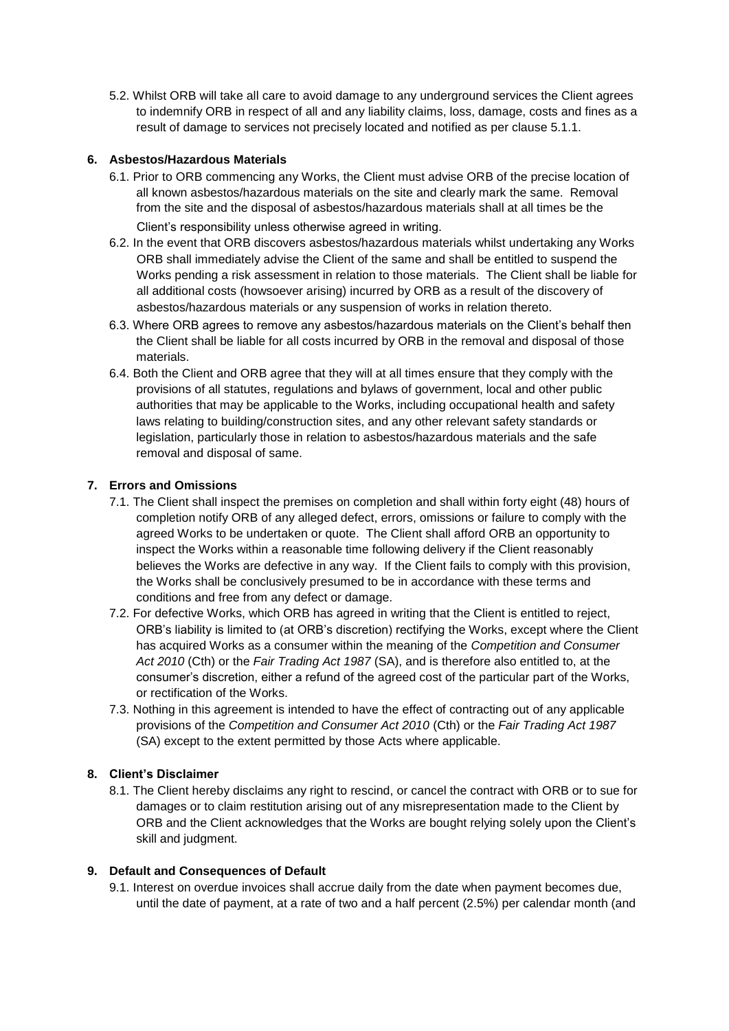5.2. Whilst ORB will take all care to avoid damage to any underground services the Client agrees to indemnify ORB in respect of all and any liability claims, loss, damage, costs and fines as a result of damage to services not precisely located and notified as per clause 5.1.1.

## 6. Asbestos/Hazardous Materials

6.1. Prior to ORB commencing any Works, the Client must advise ORB of the precise location of all known asbestos/hazardous materials on the site and clearly mark the same. Removal from the site and the disposal of asbestos/hazardous materials shall at all times be the Client's responsibility unless otherwise agreed in writing.

6.2. In the event that ORB discovers asbestos/hazardous materials whilst undertaking any Works ORB shall immediately advise the Client of the same and shall be entitled to suspend the Works pending a risk assessment in relation to those materials. The Client shall be liable for all additional costs (howsoever arising) incurred by ORB as a result of the discovery of asbestos/hazardous materials or any suspension of works in relation thereto.

6.3. Where ORB agrees to remove any asbestos/hazardous materials on the Client's behalf then the Client shall be liable for all costs incurred by ORB in the removal and disposal of those materials.

6.4. Both the Client and ORB agree that they will at all times ensure that they comply with the provisions of all statutes, regulations and bylaws of government, local and other public authorities that may be applicable to the Works, including occupational health and safety laws relating to building/construction sites, and any other relevant safety standards or legislation, particularly those in relation to asbestos/hazardous materials and the safe removal and disposal of same.

## 7. Errors and Omissions

7.1. The Client shall inspect the premises on completion and shall within forty eight (48) hours of completion notify ORB of any alleged defect, errors, omissions or failure to comply with the agreed Works to be undertaken or quote. The Client shall afford ORB an opportunity to inspect the Works within a reasonable time following delivery if the Client reasonably believes the Works are defective in any way. If the Client fails to comply with this provision, the Works shall be conclusively presumed to be in accordance with these terms and conditions and free from any defect or damage.

7.2. For defective Works, which ORB has agreed in writing that the Client is entitled to reject, ORB's liability is limited to (at ORB's discretion) rectifying the Works, except where the Client has acquired Works as a consumer within the meaning of the *Competition and Consumer Act 2010* (Cth) or the *Fair Trading Act 1987* (SA), and is therefore also entitled to, at the consumer's discretion, either a refund of the agreed cost of the particular part of the Works, or rectification of the Works.

7.3. Nothing in this agreement is intended to have the effect of contracting out of any applicable provisions of the *Competition and Consumer Act 2010* (Cth) or the *Fair Trading Act 1987* (SA) except to the extent permitted by those Acts where applicable.

## 8. Client's Disclaimer

8.1. The Client hereby disclaims any right to rescind, or cancel the contract with ORB or to sue for damages or to claim restitution arising out of any misrepresentation made to the Client by ORB and the Client acknowledges that the Works are bought relying solely upon the Client's skill and judgment.

## 9. Default and Consequences of Default

9.1. Interest on overdue invoices shall accrue daily from the date when payment becomes due, until the date of payment, at a rate of two and a half percent (2.5%) per calendar month (and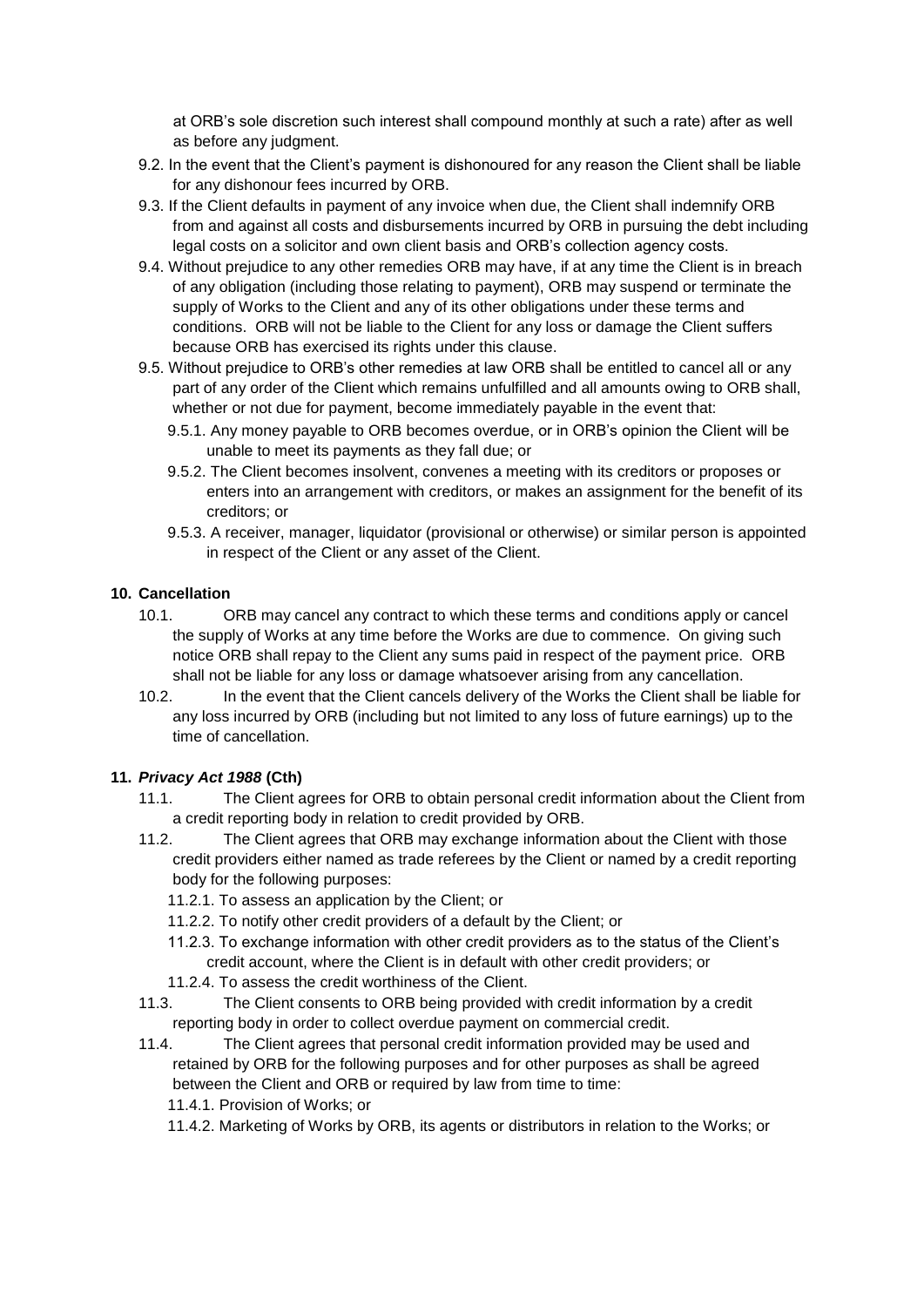at ORB's sole discretion such interest shall compound monthly at such a rate) after as well as before any judgment.

9.2. In the event that the Client's payment is dishonoured for any reason the Client shall be liable for any dishonour fees incurred by ORB.

9.3. If the Client defaults in payment of any invoice when due, the Client shall indemnify ORB from and against all costs and disbursements incurred by ORB in pursuing the debt including legal costs on a solicitor and own client basis and ORB's collection agency costs.

9.4. Without prejudice to any other remedies ORB may have, if at any time the Client is in breach of any obligation (including those relating to payment), ORB may suspend or terminate the supply of Works to the Client and any of its other obligations under these terms and conditions. ORB will not be liable to the Client for any loss or damage the Client suffers because ORB has exercised its rights under this clause.

9.5. Without prejudice to ORB's other remedies at law ORB shall be entitled to cancel all or any part of any order of the Client which remains unfulfilled and all amounts owing to ORB shall, whether or not due for payment, become immediately payable in the event that:

- 9.5.1. Any money payable to ORB becomes overdue, or in ORB's opinion the Client will be unable to meet its payments as they fall due; or
- 9.5.2. The Client becomes insolvent, convenes a meeting with its creditors or proposes or enters into an arrangement with creditors, or makes an assignment for the benefit of its creditors; or
- 9.5.3. A receiver, manager, liquidator (provisional or otherwise) or similar person is appointed in respect of the Client or any asset of the Client.

## 10. Cancellation

10.1. ORB may cancel any contract to which these terms and conditions apply or cancel the supply of Works at any time before the Works are due to commence. On giving such notice ORB shall repay to the Client any sums paid in respect of the payment price. ORB shall not be liable for any loss or damage whatsoever arising from any cancellation.

10.2. In the event that the Client cancels delivery of the Works the Client shall be liable for any loss incurred by ORB (including but not limited to any loss of future earnings) up to the time of cancellation.

## 11. *Privacy Act 1988* (Cth)

11.1. The Client agrees for ORB to obtain personal credit information about the Client from a credit reporting body in relation to credit provided by ORB.

11.2. The Client agrees that ORB may exchange information about the Client with those credit providers either named as trade referees by the Client or named by a credit reporting body for the following purposes:

- 11.2.1. To assess an application by the Client; or
- 11.2.2. To notify other credit providers of a default by the Client; or
- 11.2.3. To exchange information with other credit providers as to the status of the Client's credit account, where the Client is in default with other credit providers; or
- 11.2.4. To assess the credit worthiness of the Client.

11.3. The Client consents to ORB being provided with credit information by a credit reporting body in order to collect overdue payment on commercial credit.

11.4. The Client agrees that personal credit information provided may be used and retained by ORB for the following purposes and for other purposes as shall be agreed between the Client and ORB or required by law from time to time:

- 11.4.1. Provision of Works; or
- 11.4.2. Marketing of Works by ORB, its agents or distributors in relation to the Works; or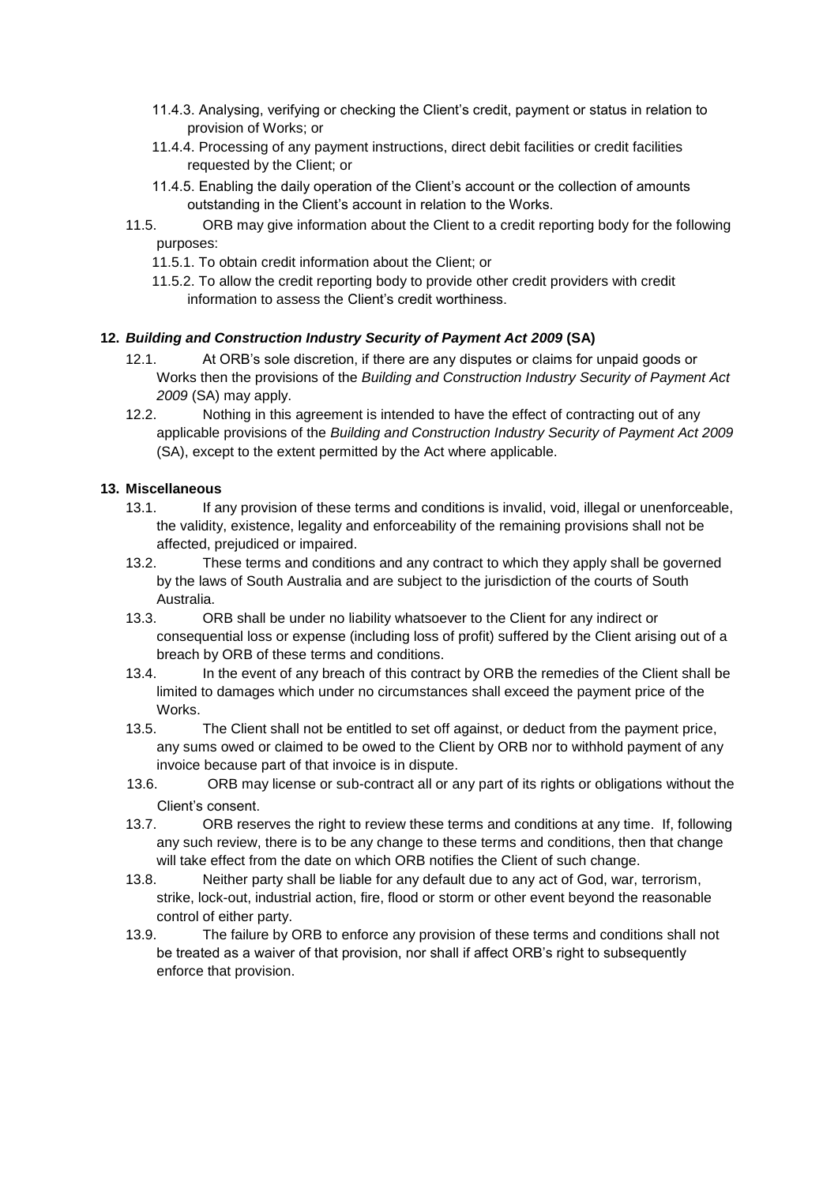11.4.3. Analysing, verifying or checking the Client's credit, payment or status in relation to provision of Works; or

11.4.4. Processing of any payment instructions, direct debit facilities or credit facilities requested by the Client; or

11.4.5. Enabling the daily operation of the Client's account or the collection of amounts outstanding in the Client's account in relation to the Works.

11.5. ORB may give information about the Client to a credit reporting body for the following purposes:

11.5.1. To obtain credit information about the Client; or

11.5.2. To allow the credit reporting body to provide other credit providers with credit information to assess the Client's credit worthiness.

**12. *Building and Construction Industry Security of Payment Act 2009* (SA)**

12.1. At ORB's sole discretion, if there are any disputes or claims for unpaid goods or Works then the provisions of the *Building and Construction Industry Security of Payment Act 2009* (SA) may apply.

12.2. Nothing in this agreement is intended to have the effect of contracting out of any applicable provisions of the *Building and Construction Industry Security of Payment Act 2009* (SA), except to the extent permitted by the Act where applicable.

**13. Miscellaneous**

13.1. If any provision of these terms and conditions is invalid, void, illegal or unenforceable, the validity, existence, legality and enforceability of the remaining provisions shall not be affected, prejudiced or impaired.

13.2. These terms and conditions and any contract to which they apply shall be governed by the laws of South Australia and are subject to the jurisdiction of the courts of South Australia.

13.3. ORB shall be under no liability whatsoever to the Client for any indirect or consequential loss or expense (including loss of profit) suffered by the Client arising out of a breach by ORB of these terms and conditions.

13.4. In the event of any breach of this contract by ORB the remedies of the Client shall be limited to damages which under no circumstances shall exceed the payment price of the Works.

13.5. The Client shall not be entitled to set off against, or deduct from the payment price, any sums owed or claimed to be owed to the Client by ORB nor to withhold payment of any invoice because part of that invoice is in dispute.

13.6. ORB may license or sub-contract all or any part of its rights or obligations without the Client's consent.

13.7. ORB reserves the right to review these terms and conditions at any time. If, following any such review, there is to be any change to these terms and conditions, then that change will take effect from the date on which ORB notifies the Client of such change.

13.8. Neither party shall be liable for any default due to any act of God, war, terrorism, strike, lock-out, industrial action, fire, flood or storm or other event beyond the reasonable control of either party.

13.9. The failure by ORB to enforce any provision of these terms and conditions shall not be treated as a waiver of that provision, nor shall if affect ORB's right to subsequently enforce that provision.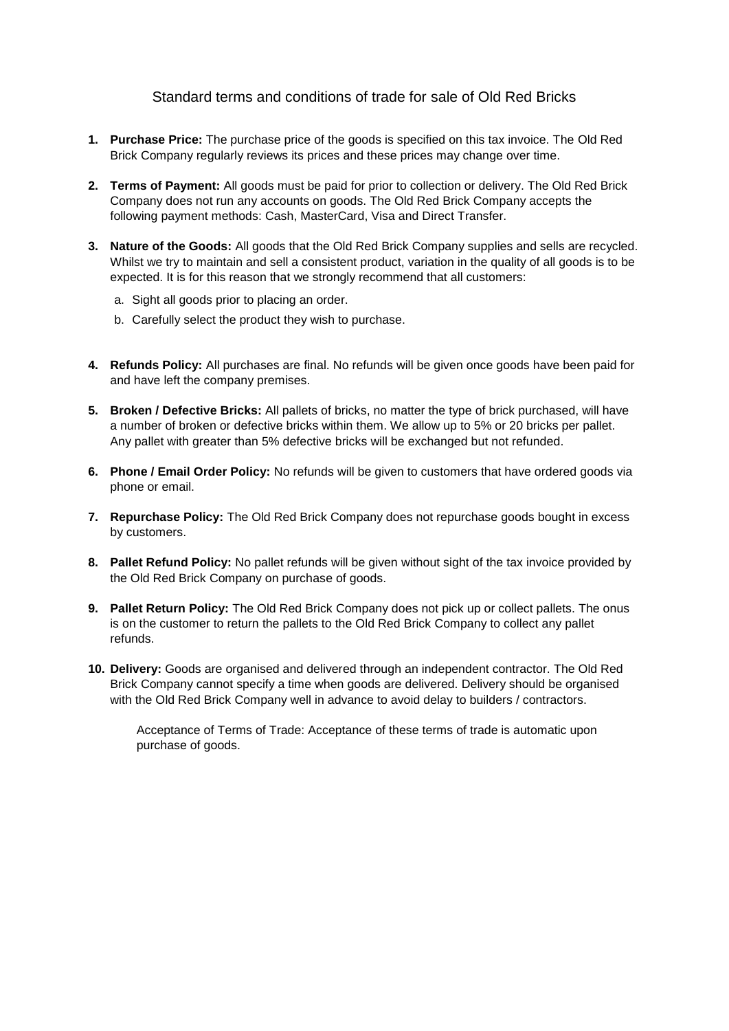# Standard terms and conditions of trade for sale of Old Red Bricks

1. **Purchase Price:** The purchase price of the goods is specified on this tax invoice. The Old Red Brick Company regularly reviews its prices and these prices may change over time.

2. **Terms of Payment:** All goods must be paid for prior to collection or delivery. The Old Red Brick Company does not run any accounts on goods. The Old Red Brick Company accepts the following payment methods: Cash, MasterCard, Visa and Direct Transfer.

3. **Nature of the Goods:** All goods that the Old Red Brick Company supplies and sells are recycled. Whilst we try to maintain and sell a consistent product, variation in the quality of all goods is to be expected. It is for this reason that we strongly recommend that all customers:

   a. Sight all goods prior to placing an order.

   b. Carefully select the product they wish to purchase.

4. **Refunds Policy:** All purchases are final. No refunds will be given once goods have been paid for and have left the company premises.

5. **Broken / Defective Bricks:** All pallets of bricks, no matter the type of brick purchased, will have a number of broken or defective bricks within them. We allow up to 5% or 20 bricks per pallet. Any pallet with greater than 5% defective bricks will be exchanged but not refunded.

6. **Phone / Email Order Policy:** No refunds will be given to customers that have ordered goods via phone or email.

7. **Repurchase Policy:** The Old Red Brick Company does not repurchase goods bought in excess by customers.

8. **Pallet Refund Policy:** No pallet refunds will be given without sight of the tax invoice provided by the Old Red Brick Company on purchase of goods.

9. **Pallet Return Policy:** The Old Red Brick Company does not pick up or collect pallets. The onus is on the customer to return the pallets to the Old Red Brick Company to collect any pallet refunds.

10. **Delivery:** Goods are organised and delivered through an independent contractor. The Old Red Brick Company cannot specify a time when goods are delivered. Delivery should be organised with the Old Red Brick Company well in advance to avoid delay to builders / contractors.

Acceptance of Terms of Trade: Acceptance of these terms of trade is automatic upon purchase of goods.